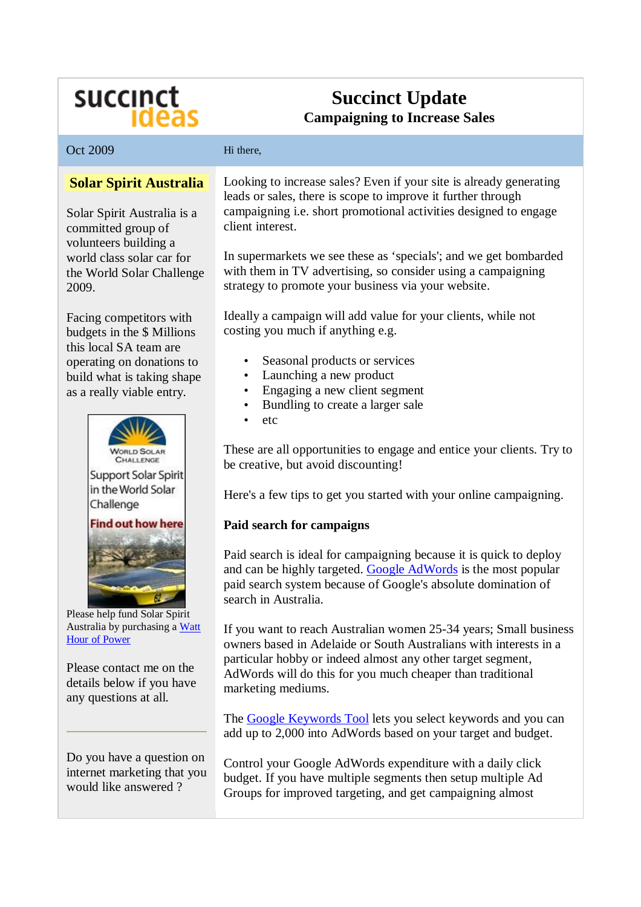succinct ideas

# Succinct Update

## Campaigning to Increase Sales

Oct 2009

Hi there,

Looking to increase sales? Even if your site is already generating leads or sales, there is scope to improve it further through campaigning i.e. short promotional activities designed to engage client interest.

In supermarkets we see these as 'specials'; and we get bombarded with them in TV advertising, so consider using a campaigning strategy to promote your business via your website.

Ideally a campaign will add value for your clients, while not costing you much if anything e.g.

- Seasonal products or services
- Launching a new product
- Engaging a new client segment
- Bundling to create a larger sale
- etc

These are all opportunities to engage and entice your clients. Try to be creative, but avoid discounting!

Here's a few tips to get you started with your online campaigning.

**Paid search for campaigns**

Paid search is ideal for campaigning because it is quick to deploy and can be highly targeted. Google AdWords is the most popular paid search system because of Google's absolute domination of search in Australia.

If you want to reach Australian women 25-34 years; Small business owners based in Adelaide or South Australians with interests in a particular hobby or indeed almost any other target segment, AdWords will do this for you much cheaper than traditional marketing mediums.

The Google Keywords Tool lets you select keywords and you can add up to 2,000 into AdWords based on your target and budget.

Control your Google AdWords expenditure with a daily click budget. If you have multiple segments then setup multiple Ad Groups for improved targeting, and get campaigning almost

**Solar Spirit Australia**

Solar Spirit Australia is a committed group of volunteers building a world class solar car for the World Solar Challenge 2009.

Facing competitors with budgets in the $ Millions this local SA team are operating on donations to build what is taking shape as a really viable entry.

World Solar Challenge
Support Solar Spirit in the World Solar Challenge
Find out how here

Please help fund Solar Spirit Australia by purchasing a Watt Hour of Power

Please contact me on the details below if you have any questions at all.

---

Do you have a question on internet marketing that you would like answered ?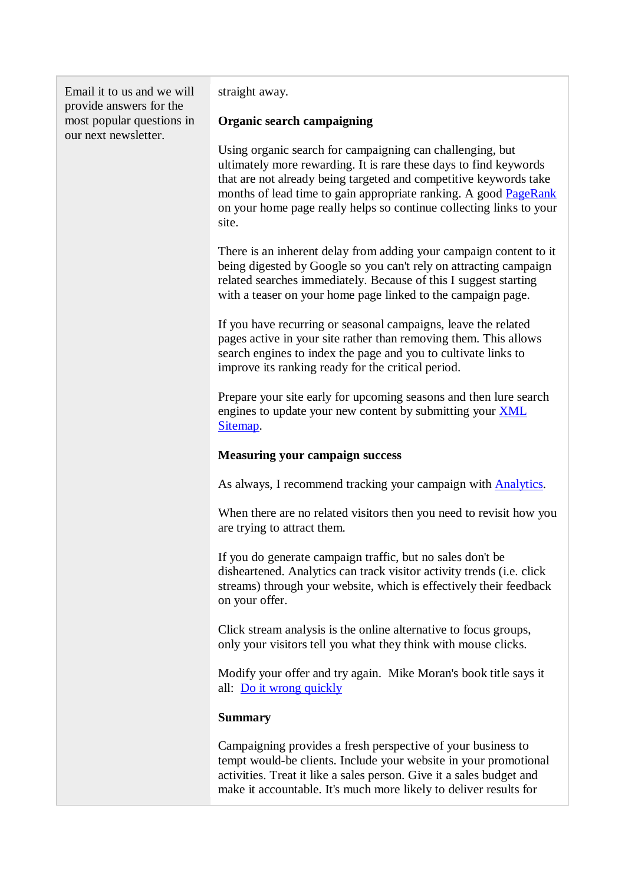Email it to us and we will provide answers for the most popular questions in our next newsletter.

straight away.

**Organic search campaigning**

Using organic search for campaigning can challenging, but ultimately more rewarding. It is rare these days to find keywords that are not already being targeted and competitive keywords take months of lead time to gain appropriate ranking. A good PageRank on your home page really helps so continue collecting links to your site.

There is an inherent delay from adding your campaign content to it being digested by Google so you can't rely on attracting campaign related searches immediately. Because of this I suggest starting with a teaser on your home page linked to the campaign page.

If you have recurring or seasonal campaigns, leave the related pages active in your site rather than removing them. This allows search engines to index the page and you to cultivate links to improve its ranking ready for the critical period.

Prepare your site early for upcoming seasons and then lure search engines to update your new content by submitting your XML Sitemap.

**Measuring your campaign success**

As always, I recommend tracking your campaign with Analytics.

When there are no related visitors then you need to revisit how you are trying to attract them.

If you do generate campaign traffic, but no sales don't be disheartened. Analytics can track visitor activity trends (i.e. click streams) through your website, which is effectively their feedback on your offer.

Click stream analysis is the online alternative to focus groups, only your visitors tell you what they think with mouse clicks.

Modify your offer and try again. Mike Moran's book title says it all: Do it wrong quickly

**Summary**

Campaigning provides a fresh perspective of your business to tempt would-be clients. Include your website in your promotional activities. Treat it like a sales person. Give it a sales budget and make it accountable. It's much more likely to deliver results for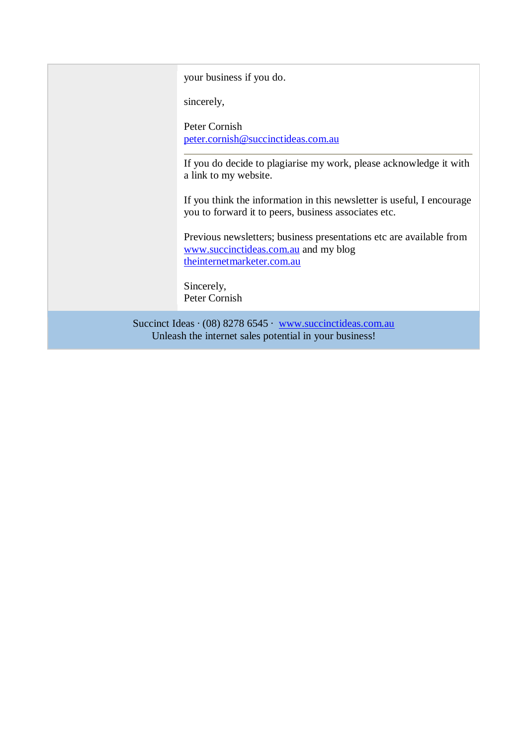your business if you do.

sincerely,

Peter Cornish
peter.cornish@succinctideas.com.au

---

If you do decide to plagiarise my work, please acknowledge it with a link to my website.

If you think the information in this newsletter is useful, I encourage you to forward it to peers, business associates etc.

Previous newsletters; business presentations etc are available from www.succinctideas.com.au and my blog theinternetmarketer.com.au

Sincerely,
Peter Cornish

Succinct Ideas · (08) 8278 6545 · www.succinctideas.com.au
Unleash the internet sales potential in your business!